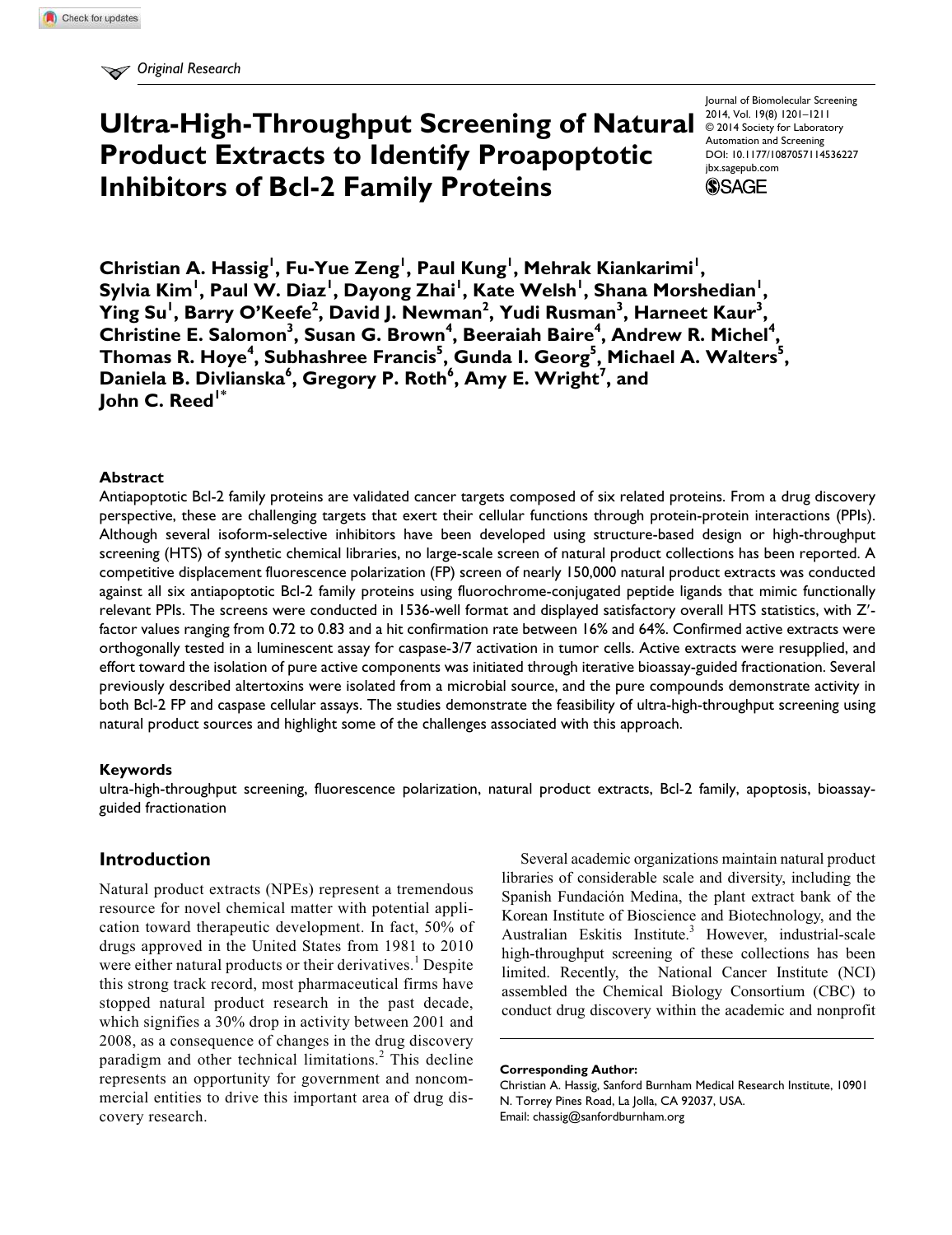*Original Research*

# Ultra-High-Throughput Screening of Natural Product Extracts to Identify Proapoptotic Inhibitors of Bcl-2 Family Proteins

Journal of Biomolecular Screening
2014, Vol. 19(8) 1201–1211
© 2014 Society for Laboratory Automation and Screening
DOI: 10.1177/1087057114536227
jbx.sagepub.com

**Christian A. Hassig[1], Fu-Yue Zeng[1], Paul Kung[1], Mehrak Kiankarimi[1], Sylvia Kim[1], Paul W. Diaz[1], Dayong Zhai[1], Kate Welsh[1], Shana Morshedian[1], Ying Su[1], Barry O'Keefe[2], David J. Newman[2], Yudi Rusman[3], Harneet Kaur[3], Christine E. Salomon[3], Susan G. Brown[4], Beeraiah Baire[4], Andrew R. Michel[4], Thomas R. Hoye[4], Subhashree Francis[5], Gunda I. Georg[5], Michael A. Walters[5], Daniela B. Divlianska[6], Gregory P. Roth[6], Amy E. Wright[7], and John C. Reed[1*]**

## Abstract

Antiapoptotic Bcl-2 family proteins are validated cancer targets composed of six related proteins. From a drug discovery perspective, these are challenging targets that exert their cellular functions through protein-protein interactions (PPIs). Although several isoform-selective inhibitors have been developed using structure-based design or high-throughput screening (HTS) of synthetic chemical libraries, no large-scale screen of natural product collections has been reported. A competitive displacement fluorescence polarization (FP) screen of nearly 150,000 natural product extracts was conducted against all six antiapoptotic Bcl-2 family proteins using fluorochrome-conjugated peptide ligands that mimic functionally relevant PPIs. The screens were conducted in 1536-well format and displayed satisfactory overall HTS statistics, with Z′-factor values ranging from 0.72 to 0.83 and a hit confirmation rate between 16% and 64%. Confirmed active extracts were orthogonally tested in a luminescent assay for caspase-3/7 activation in tumor cells. Active extracts were resupplied, and effort toward the isolation of pure active components was initiated through iterative bioassay-guided fractionation. Several previously described altertoxins were isolated from a microbial source, and the pure compounds demonstrate activity in both Bcl-2 FP and caspase cellular assays. The studies demonstrate the feasibility of ultra-high-throughput screening using natural product sources and highlight some of the challenges associated with this approach.

## Keywords

ultra-high-throughput screening, fluorescence polarization, natural product extracts, Bcl-2 family, apoptosis, bioassay-guided fractionation

## Introduction

Natural product extracts (NPEs) represent a tremendous resource for novel chemical matter with potential application toward therapeutic development. In fact, 50% of drugs approved in the United States from 1981 to 2010 were either natural products or their derivatives.[1] Despite this strong track record, most pharmaceutical firms have stopped natural product research in the past decade, which signifies a 30% drop in activity between 2001 and 2008, as a consequence of changes in the drug discovery paradigm and other technical limitations.[2] This decline represents an opportunity for government and noncommercial entities to drive this important area of drug discovery research.

Several academic organizations maintain natural product libraries of considerable scale and diversity, including the Spanish Fundación Medina, the plant extract bank of the Korean Institute of Bioscience and Biotechnology, and the Australian Eskitis Institute.[3] However, industrial-scale high-throughput screening of these collections has been limited. Recently, the National Cancer Institute (NCI) assembled the Chemical Biology Consortium (CBC) to conduct drug discovery within the academic and nonprofit

**Corresponding Author:**
Christian A. Hassig, Sanford Burnham Medical Research Institute, 10901 N. Torrey Pines Road, La Jolla, CA 92037, USA.
Email: chassig@sanfordburnham.org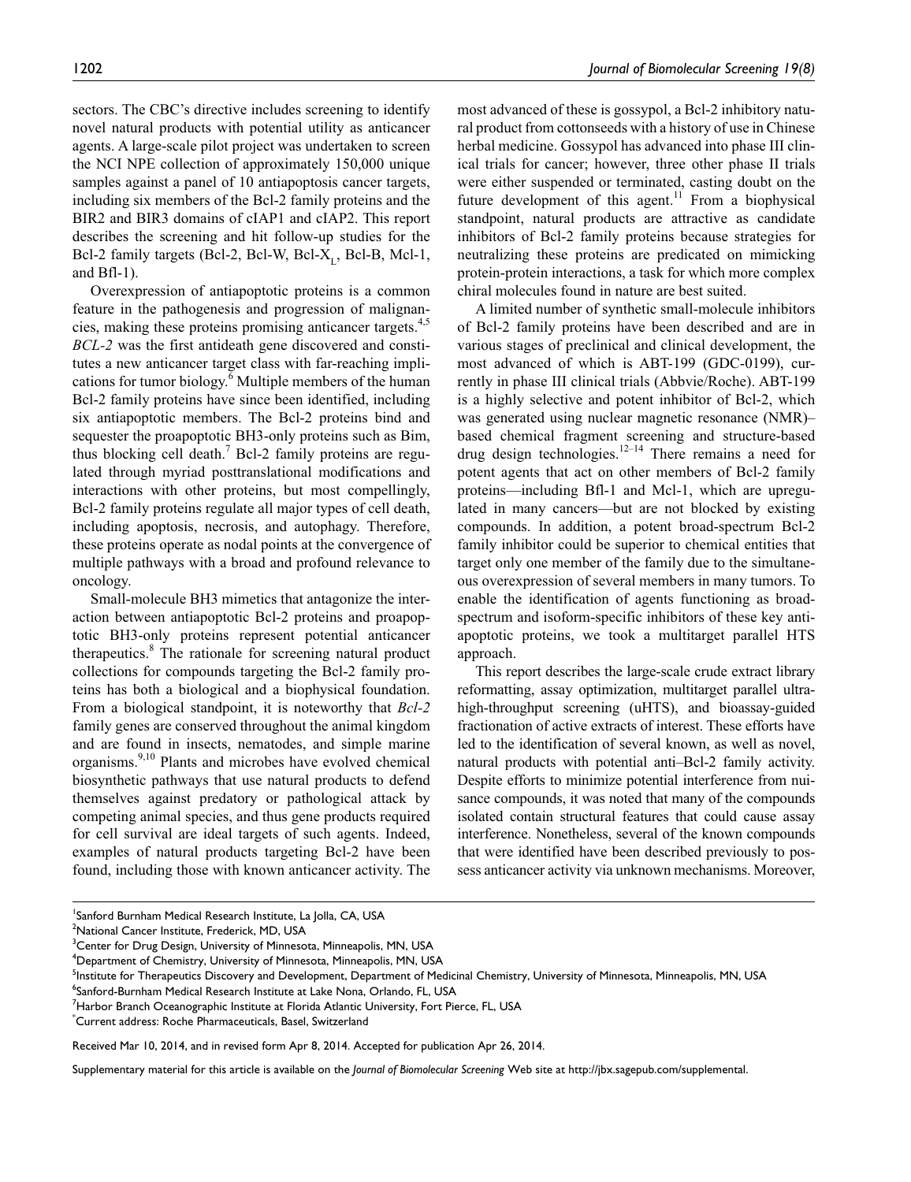sectors. The CBC's directive includes screening to identify novel natural products with potential utility as anticancer agents. A large-scale pilot project was undertaken to screen the NCI NPE collection of approximately 150,000 unique samples against a panel of 10 antiapoptosis cancer targets, including six members of the Bcl-2 family proteins and the BIR2 and BIR3 domains of cIAP1 and cIAP2. This report describes the screening and hit follow-up studies for the Bcl-2 family targets (Bcl-2, Bcl-W, Bcl-$X_L$, Bcl-B, Mcl-1, and Bfl-1).

Overexpression of antiapoptotic proteins is a common feature in the pathogenesis and progression of malignancies, making these proteins promising anticancer targets.[4,5] *BCL-2* was the first antideath gene discovered and constitutes a new anticancer target class with far-reaching implications for tumor biology.[6] Multiple members of the human Bcl-2 family proteins have since been identified, including six antiapoptotic members. The Bcl-2 proteins bind and sequester the proapoptotic BH3-only proteins such as Bim, thus blocking cell death.[7] Bcl-2 family proteins are regulated through myriad posttranslational modifications and interactions with other proteins, but most compellingly, Bcl-2 family proteins regulate all major types of cell death, including apoptosis, necrosis, and autophagy. Therefore, these proteins operate as nodal points at the convergence of multiple pathways with a broad and profound relevance to oncology.

Small-molecule BH3 mimetics that antagonize the interaction between antiapoptotic Bcl-2 proteins and proapoptotic BH3-only proteins represent potential anticancer therapeutics.[8] The rationale for screening natural product collections for compounds targeting the Bcl-2 family proteins has both a biological and a biophysical foundation. From a biological standpoint, it is noteworthy that *Bcl-2* family genes are conserved throughout the animal kingdom and are found in insects, nematodes, and simple marine organisms.[9,10] Plants and microbes have evolved chemical biosynthetic pathways that use natural products to defend themselves against predatory or pathological attack by competing animal species, and thus gene products required for cell survival are ideal targets of such agents. Indeed, examples of natural products targeting Bcl-2 have been found, including those with known anticancer activity. The most advanced of these is gossypol, a Bcl-2 inhibitory natural product from cottonseeds with a history of use in Chinese herbal medicine. Gossypol has advanced into phase III clinical trials for cancer; however, three other phase II trials were either suspended or terminated, casting doubt on the future development of this agent.[11] From a biophysical standpoint, natural products are attractive as candidate inhibitors of Bcl-2 family proteins because strategies for neutralizing these proteins are predicated on mimicking protein-protein interactions, a task for which more complex chiral molecules found in nature are best suited.

A limited number of synthetic small-molecule inhibitors of Bcl-2 family proteins have been described and are in various stages of preclinical and clinical development, the most advanced of which is ABT-199 (GDC-0199), currently in phase III clinical trials (Abbvie/Roche). ABT-199 is a highly selective and potent inhibitor of Bcl-2, which was generated using nuclear magnetic resonance (NMR)–based chemical fragment screening and structure-based drug design technologies.[12–14] There remains a need for potent agents that act on other members of Bcl-2 family proteins—including Bfl-1 and Mcl-1, which are upregulated in many cancers—but are not blocked by existing compounds. In addition, a potent broad-spectrum Bcl-2 family inhibitor could be superior to chemical entities that target only one member of the family due to the simultaneous overexpression of several members in many tumors. To enable the identification of agents functioning as broad-spectrum and isoform-specific inhibitors of these key antiapoptotic proteins, we took a multitarget parallel HTS approach.

This report describes the large-scale crude extract library reformatting, assay optimization, multitarget parallel ultra-high-throughput screening (uHTS), and bioassay-guided fractionation of active extracts of interest. These efforts have led to the identification of several known, as well as novel, natural products with potential anti–Bcl-2 family activity. Despite efforts to minimize potential interference from nuisance compounds, it was noted that many of the compounds isolated contain structural features that could cause assay interference. Nonetheless, several of the known compounds that were identified have been described previously to possess anticancer activity via unknown mechanisms. Moreover,

---

[1]Sanford Burnham Medical Research Institute, La Jolla, CA, USA
[2]National Cancer Institute, Frederick, MD, USA
[3]Center for Drug Design, University of Minnesota, Minneapolis, MN, USA
[4]Department of Chemistry, University of Minnesota, Minneapolis, MN, USA
[5]Institute for Therapeutics Discovery and Development, Department of Medicinal Chemistry, University of Minnesota, Minneapolis, MN, USA
[6]Sanford-Burnham Medical Research Institute at Lake Nona, Orlando, FL, USA
[7]Harbor Branch Oceanographic Institute at Florida Atlantic University, Fort Pierce, FL, USA
[*]Current address: Roche Pharmaceuticals, Basel, Switzerland

Received Mar 10, 2014, and in revised form Apr 8, 2014. Accepted for publication Apr 26, 2014.

Supplementary material for this article is available on the *Journal of Biomolecular Screening* Web site at http://jbx.sagepub.com/supplemental.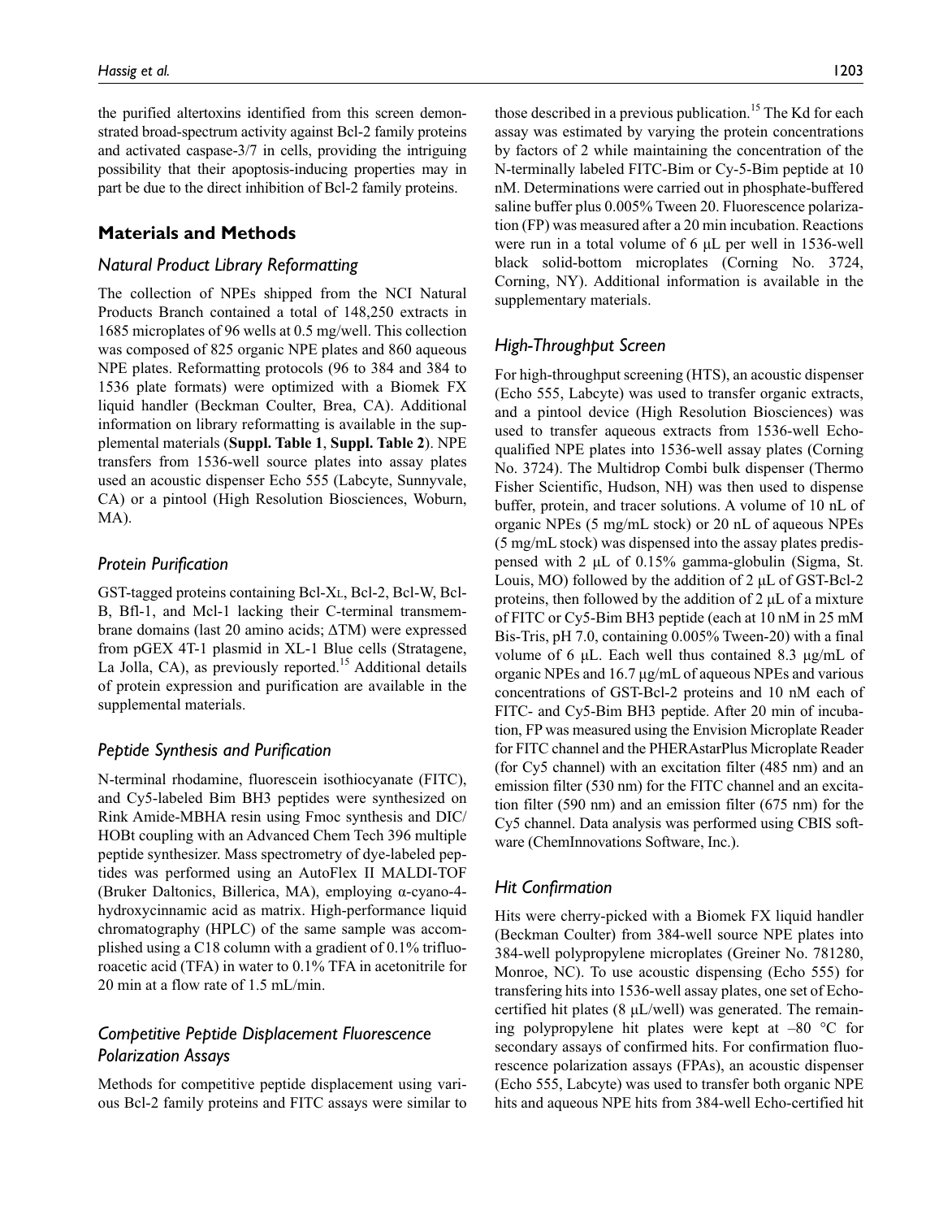the purified altertoxins identified from this screen demonstrated broad-spectrum activity against Bcl-2 family proteins and activated caspase-3/7 in cells, providing the intriguing possibility that their apoptosis-inducing properties may in part be due to the direct inhibition of Bcl-2 family proteins.

## Materials and Methods

### Natural Product Library Reformatting

The collection of NPEs shipped from the NCI Natural Products Branch contained a total of 148,250 extracts in 1685 microplates of 96 wells at 0.5 mg/well. This collection was composed of 825 organic NPE plates and 860 aqueous NPE plates. Reformatting protocols (96 to 384 and 384 to 1536 plate formats) were optimized with a Biomek FX liquid handler (Beckman Coulter, Brea, CA). Additional information on library reformatting is available in the supplemental materials (**Suppl. Table 1**, **Suppl. Table 2**). NPE transfers from 1536-well source plates into assay plates used an acoustic dispenser Echo 555 (Labcyte, Sunnyvale, CA) or a pintool (High Resolution Biosciences, Woburn, MA).

### Protein Purification

GST-tagged proteins containing Bcl-X$_L$, Bcl-2, Bcl-W, Bcl-B, Bfl-1, and Mcl-1 lacking their C-terminal transmembrane domains (last 20 amino acids; $\Delta$TM) were expressed from pGEX 4T-1 plasmid in XL-1 Blue cells (Stratagene, La Jolla, CA), as previously reported.[15] Additional details of protein expression and purification are available in the supplemental materials.

### Peptide Synthesis and Purification

N-terminal rhodamine, fluorescein isothiocyanate (FITC), and Cy5-labeled Bim BH3 peptides were synthesized on Rink Amide-MBHA resin using Fmoc synthesis and DIC/HOBt coupling with an Advanced Chem Tech 396 multiple peptide synthesizer. Mass spectrometry of dye-labeled peptides was performed using an AutoFlex II MALDI-TOF (Bruker Daltonics, Billerica, MA), employing α-cyano-4-hydroxycinnamic acid as matrix. High-performance liquid chromatography (HPLC) of the same sample was accomplished using a C18 column with a gradient of 0.1% trifluoroacetic acid (TFA) in water to 0.1% TFA in acetonitrile for 20 min at a flow rate of 1.5 mL/min.

### Competitive Peptide Displacement Fluorescence Polarization Assays

Methods for competitive peptide displacement using various Bcl-2 family proteins and FITC assays were similar to those described in a previous publication.[15] The Kd for each assay was estimated by varying the protein concentrations by factors of 2 while maintaining the concentration of the N-terminally labeled FITC-Bim or Cy-5-Bim peptide at 10 nM. Determinations were carried out in phosphate-buffered saline buffer plus 0.005% Tween 20. Fluorescence polarization (FP) was measured after a 20 min incubation. Reactions were run in a total volume of 6 µL per well in 1536-well black solid-bottom microplates (Corning No. 3724, Corning, NY). Additional information is available in the supplementary materials.

### High-Throughput Screen

For high-throughput screening (HTS), an acoustic dispenser (Echo 555, Labcyte) was used to transfer organic extracts, and a pintool device (High Resolution Biosciences) was used to transfer aqueous extracts from 1536-well Echo-qualified NPE plates into 1536-well assay plates (Corning No. 3724). The Multidrop Combi bulk dispenser (Thermo Fisher Scientific, Hudson, NH) was then used to dispense buffer, protein, and tracer solutions. A volume of 10 nL of organic NPEs (5 mg/mL stock) or 20 nL of aqueous NPEs (5 mg/mL stock) was dispensed into the assay plates predispensed with 2 µL of 0.15% gamma-globulin (Sigma, St. Louis, MO) followed by the addition of 2 µL of GST-Bcl-2 proteins, then followed by the addition of 2 µL of a mixture of FITC or Cy5-Bim BH3 peptide (each at 10 nM in 25 mM Bis-Tris, pH 7.0, containing 0.005% Tween-20) with a final volume of 6 µL. Each well thus contained 8.3 µg/mL of organic NPEs and 16.7 µg/mL of aqueous NPEs and various concentrations of GST-Bcl-2 proteins and 10 nM each of FITC- and Cy5-Bim BH3 peptide. After 20 min of incubation, FP was measured using the Envision Microplate Reader for FITC channel and the PHERAstarPlus Microplate Reader (for Cy5 channel) with an excitation filter (485 nm) and an emission filter (530 nm) for the FITC channel and an excitation filter (590 nm) and an emission filter (675 nm) for the Cy5 channel. Data analysis was performed using CBIS software (ChemInnovations Software, Inc.).

### Hit Confirmation

Hits were cherry-picked with a Biomek FX liquid handler (Beckman Coulter) from 384-well source NPE plates into 384-well polypropylene microplates (Greiner No. 781280, Monroe, NC). To use acoustic dispensing (Echo 555) for transfering hits into 1536-well assay plates, one set of Echo-certified hit plates (8 µL/well) was generated. The remaining polypropylene hit plates were kept at –80 °C for secondary assays of confirmed hits. For confirmation fluorescence polarization assays (FPAs), an acoustic dispenser (Echo 555, Labcyte) was used to transfer both organic NPE hits and aqueous NPE hits from 384-well Echo-certified hit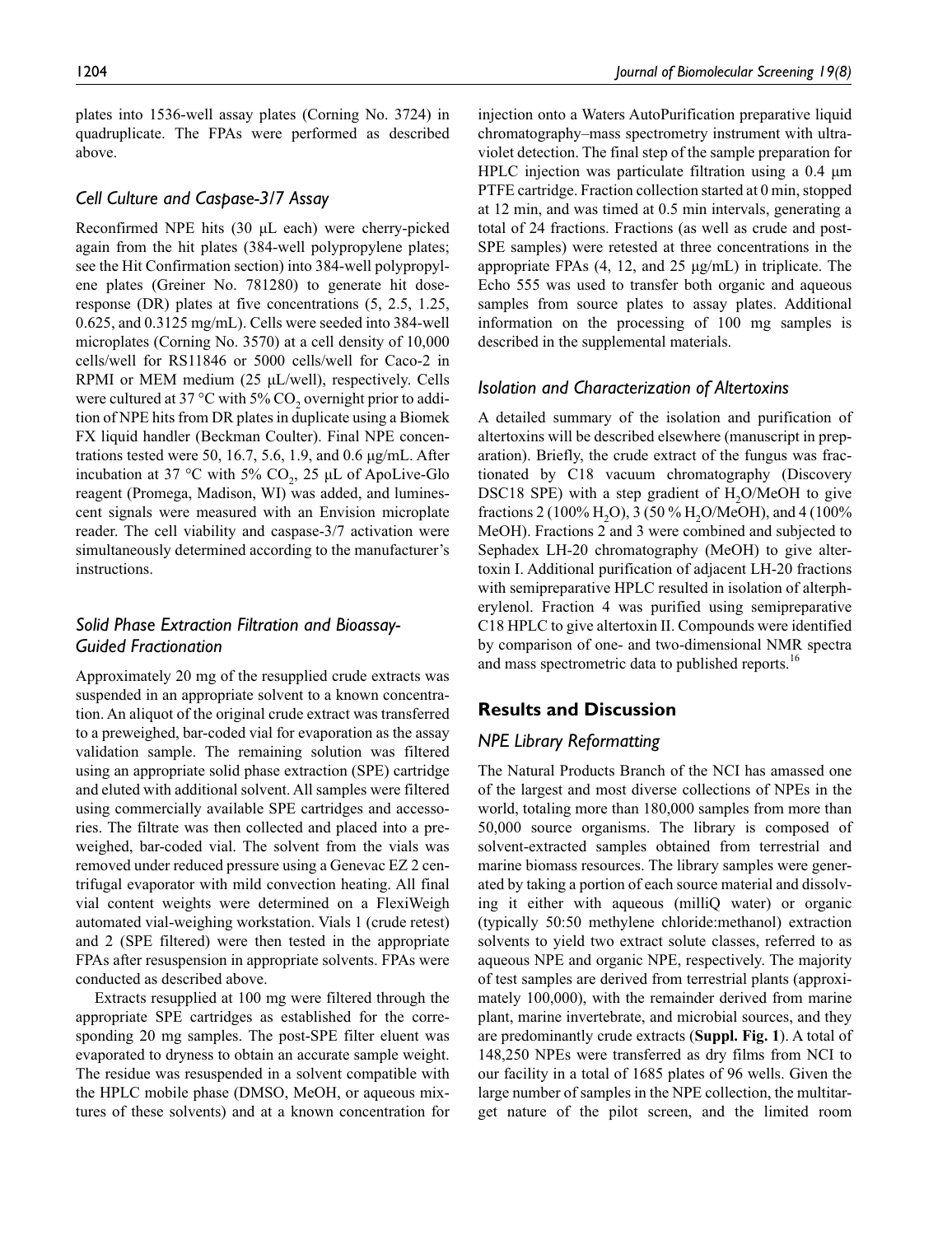plates into 1536-well assay plates (Corning No. 3724) in quadruplicate. The FPAs were performed as described above.

### Cell Culture and Caspase-3/7 Assay

Reconfirmed NPE hits (30 μL each) were cherry-picked again from the hit plates (384-well polypropylene plates; see the Hit Confirmation section) into 384-well polypropylene plates (Greiner No. 781280) to generate hit dose-response (DR) plates at five concentrations (5, 2.5, 1.25, 0.625, and 0.3125 mg/mL). Cells were seeded into 384-well microplates (Corning No. 3570) at a cell density of 10,000 cells/well for RS11846 or 5000 cells/well for Caco-2 in RPMI or MEM medium (25 μL/well), respectively. Cells were cultured at 37 °C with 5% $CO_2$ overnight prior to addition of NPE hits from DR plates in duplicate using a Biomek FX liquid handler (Beckman Coulter). Final NPE concentrations tested were 50, 16.7, 5.6, 1.9, and 0.6 μg/mL. After incubation at 37 °C with 5% $CO_2$, 25 μL of ApoLive-Glo reagent (Promega, Madison, WI) was added, and luminescent signals were measured with an Envision microplate reader. The cell viability and caspase-3/7 activation were simultaneously determined according to the manufacturer's instructions.

### Solid Phase Extraction Filtration and Bioassay-Guided Fractionation

Approximately 20 mg of the resupplied crude extracts was suspended in an appropriate solvent to a known concentration. An aliquot of the original crude extract was transferred to a preweighed, bar-coded vial for evaporation as the assay validation sample. The remaining solution was filtered using an appropriate solid phase extraction (SPE) cartridge and eluted with additional solvent. All samples were filtered using commercially available SPE cartridges and accessories. The filtrate was then collected and placed into a preweighed, bar-coded vial. The solvent from the vials was removed under reduced pressure using a Genevac EZ 2 centrifugal evaporator with mild convection heating. All final vial content weights were determined on a FlexiWeigh automated vial-weighing workstation. Vials 1 (crude retest) and 2 (SPE filtered) were then tested in the appropriate FPAs after resuspension in appropriate solvents. FPAs were conducted as described above.

Extracts resupplied at 100 mg were filtered through the appropriate SPE cartridges as established for the corresponding 20 mg samples. The post-SPE filter eluent was evaporated to dryness to obtain an accurate sample weight. The residue was resuspended in a solvent compatible with the HPLC mobile phase (DMSO, MeOH, or aqueous mixtures of these solvents) and at a known concentration for injection onto a Waters AutoPurification preparative liquid chromatography–mass spectrometry instrument with ultraviolet detection. The final step of the sample preparation for HPLC injection was particulate filtration using a 0.4 μm PTFE cartridge. Fraction collection started at 0 min, stopped at 12 min, and was timed at 0.5 min intervals, generating a total of 24 fractions. Fractions (as well as crude and post-SPE samples) were retested at three concentrations in the appropriate FPAs (4, 12, and 25 μg/mL) in triplicate. The Echo 555 was used to transfer both organic and aqueous samples from source plates to assay plates. Additional information on the processing of 100 mg samples is described in the supplemental materials.

### Isolation and Characterization of Altertoxins

A detailed summary of the isolation and purification of altertoxins will be described elsewhere (manuscript in preparation). Briefly, the crude extract of the fungus was fractionated by C18 vacuum chromatography (Discovery DSC18 SPE) with a step gradient of $H_2O$/MeOH to give fractions 2 (100% $H_2O$), 3 (50 % $H_2O$/MeOH), and 4 (100% MeOH). Fractions 2 and 3 were combined and subjected to Sephadex LH-20 chromatography (MeOH) to give altertoxin I. Additional purification of adjacent LH-20 fractions with semipreparative HPLC resulted in isolation of alterperylenol. Fraction 4 was purified using semipreparative C18 HPLC to give altertoxin II. Compounds were identified by comparison of one- and two-dimensional NMR spectra and mass spectrometric data to published reports.[16]

## Results and Discussion

### NPE Library Reformatting

The Natural Products Branch of the NCI has amassed one of the largest and most diverse collections of NPEs in the world, totaling more than 180,000 samples from more than 50,000 source organisms. The library is composed of solvent-extracted samples obtained from terrestrial and marine biomass resources. The library samples were generated by taking a portion of each source material and dissolving it either with aqueous (milliQ water) or organic (typically 50:50 methylene chloride:methanol) extraction solvents to yield two extract solute classes, referred to as aqueous NPE and organic NPE, respectively. The majority of test samples are derived from terrestrial plants (approximately 100,000), with the remainder derived from marine plant, marine invertebrate, and microbial sources, and they are predominantly crude extracts (**Suppl. Fig. 1**). A total of 148,250 NPEs were transferred as dry films from NCI to our facility in a total of 1685 plates of 96 wells. Given the large number of samples in the NPE collection, the multitarget nature of the pilot screen, and the limited room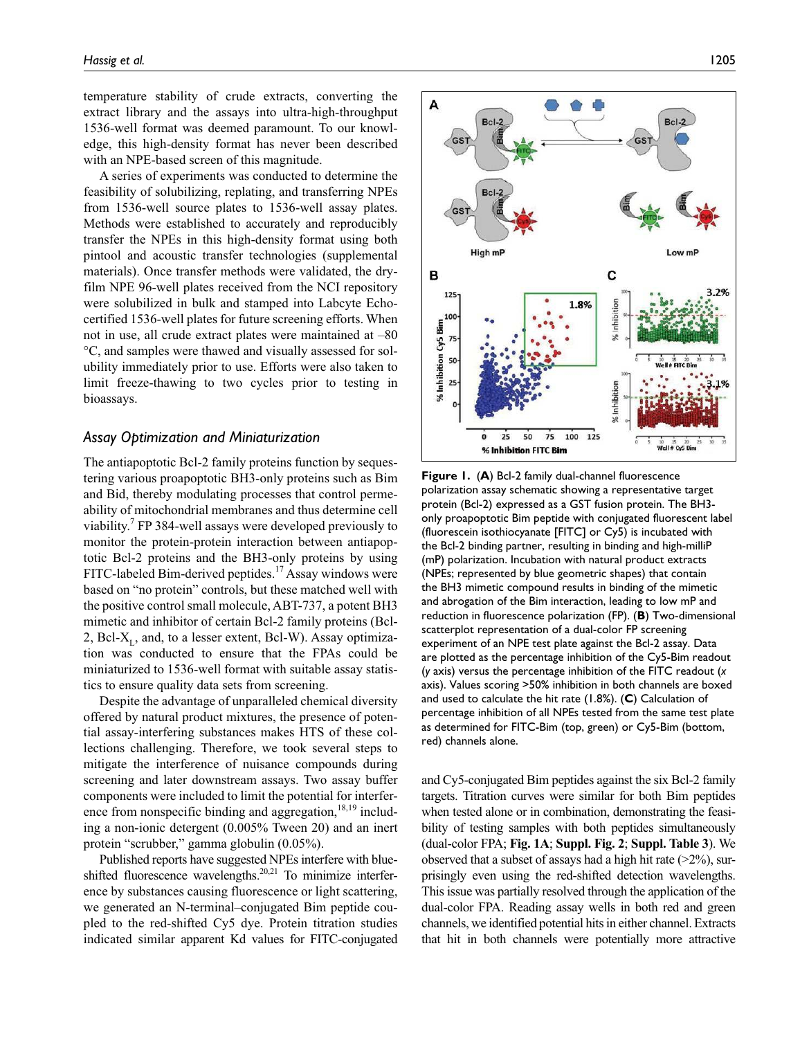temperature stability of crude extracts, converting the extract library and the assays into ultra-high-throughput 1536-well format was deemed paramount. To our knowledge, this high-density format has never been described with an NPE-based screen of this magnitude.

A series of experiments was conducted to determine the feasibility of solubilizing, replating, and transferring NPEs from 1536-well source plates to 1536-well assay plates. Methods were established to accurately and reproducibly transfer the NPEs in this high-density format using both pintool and acoustic transfer technologies (supplemental materials). Once transfer methods were validated, the dry-film NPE 96-well plates received from the NCI repository were solubilized in bulk and stamped into Labcyte Echo-certified 1536-well plates for future screening efforts. When not in use, all crude extract plates were maintained at –80 °C, and samples were thawed and visually assessed for solubility immediately prior to use. Efforts were also taken to limit freeze-thawing to two cycles prior to testing in bioassays.

## *Assay Optimization and Miniaturization*

The antiapoptotic Bcl-2 family proteins function by sequestering various proapoptotic BH3-only proteins such as Bim and Bid, thereby modulating processes that control permeability of mitochondrial membranes and thus determine cell viability.[7] FP 384-well assays were developed previously to monitor the protein-protein interaction between antiapoptotic Bcl-2 proteins and the BH3-only proteins by using FITC-labeled Bim-derived peptides.[17] Assay windows were based on "no protein" controls, but these matched well with the positive control small molecule, ABT-737, a potent BH3 mimetic and inhibitor of certain Bcl-2 family proteins (Bcl-2, Bcl-$X_L$, and, to a lesser extent, Bcl-W). Assay optimization was conducted to ensure that the FPAs could be miniaturized to 1536-well format with suitable assay statistics to ensure quality data sets from screening.

Despite the advantage of unparalleled chemical diversity offered by natural product mixtures, the presence of potential assay-interfering substances makes HTS of these collections challenging. Therefore, we took several steps to mitigate the interference of nuisance compounds during screening and later downstream assays. Two assay buffer components were included to limit the potential for interference from nonspecific binding and aggregation,[18,19] including a non-ionic detergent (0.005% Tween 20) and an inert protein "scrubber," gamma globulin (0.05%).

Published reports have suggested NPEs interfere with blue-shifted fluorescence wavelengths.[20,21] To minimize interference by substances causing fluorescence or light scattering, we generated an N-terminal–conjugated Bim peptide coupled to the red-shifted Cy5 dye. Protein titration studies indicated similar apparent Kd values for FITC-conjugated and Cy5-conjugated Bim peptides against the six Bcl-2 family targets. Titration curves were similar for both Bim peptides when tested alone or in combination, demonstrating the feasibility of testing samples with both peptides simultaneously (dual-color FPA; **Fig. 1A**; **Suppl. Fig. 2**; **Suppl. Table 3**). We observed that a subset of assays had a high hit rate (>2%), surprisingly even using the red-shifted detection wavelengths. This issue was partially resolved through the application of the dual-color FPA. Reading assay wells in both red and green channels, we identified potential hits in either channel. Extracts that hit in both channels were potentially more attractive

**Figure 1.** (**A**) Bcl-2 family dual-channel fluorescence polarization assay schematic showing a representative target protein (Bcl-2) expressed as a GST fusion protein. The BH3-only proapoptotic Bim peptide with conjugated fluorescent label (fluorescein isothiocyanate [FITC] or Cy5) is incubated with the Bcl-2 binding partner, resulting in binding and high-milliP (mP) polarization. Incubation with natural product extracts (NPEs; represented by blue geometric shapes) that contain the BH3 mimetic compound results in binding of the mimetic and abrogation of the Bim interaction, leading to low mP and reduction in fluorescence polarization (FP). (**B**) Two-dimensional scatterplot representation of a dual-color FP screening experiment of an NPE test plate against the Bcl-2 assay. Data are plotted as the percentage inhibition of the Cy5-Bim readout (*y* axis) versus the percentage inhibition of the FITC readout (*x* axis). Values scoring >50% inhibition in both channels are boxed and used to calculate the hit rate (1.8%). (**C**) Calculation of percentage inhibition of all NPEs tested from the same test plate as determined for FITC-Bim (top, green) or Cy5-Bim (bottom, red) channels alone.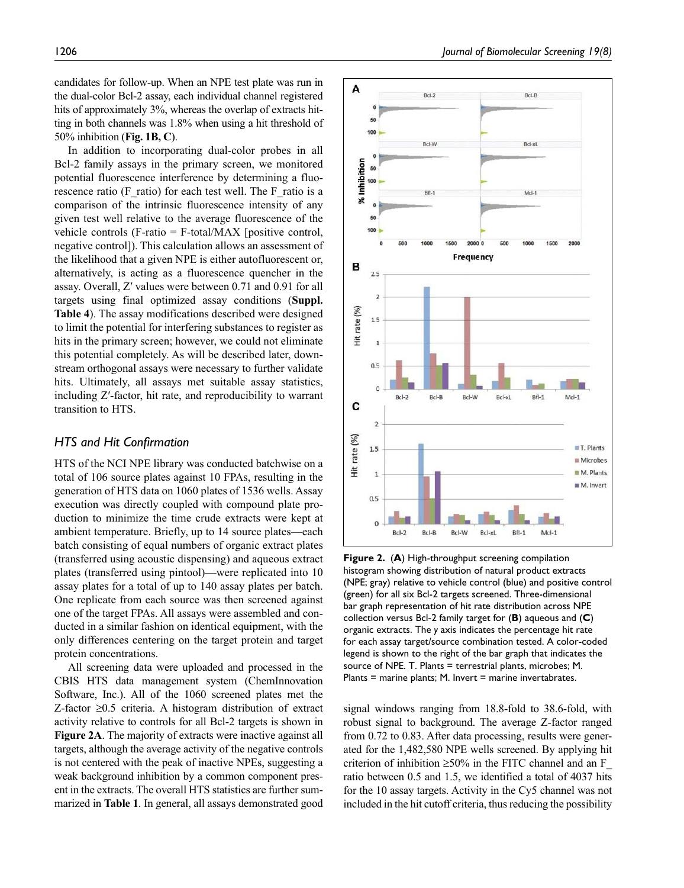candidates for follow-up. When an NPE test plate was run in the dual-color Bcl-2 assay, each individual channel registered hits of approximately 3%, whereas the overlap of extracts hitting in both channels was 1.8% when using a hit threshold of 50% inhibition (**Fig. 1B, C**).

In addition to incorporating dual-color probes in all Bcl-2 family assays in the primary screen, we monitored potential fluorescence interference by determining a fluorescence ratio (F_ratio) for each test well. The F_ratio is a comparison of the intrinsic fluorescence intensity of any given test well relative to the average fluorescence of the vehicle controls (F-ratio = F-total/MAX [positive control, negative control]). This calculation allows an assessment of the likelihood that a given NPE is either autofluorescent or, alternatively, is acting as a fluorescence quencher in the assay. Overall, Z′ values were between 0.71 and 0.91 for all targets using final optimized assay conditions (**Suppl. Table 4**). The assay modifications described were designed to limit the potential for interfering substances to register as hits in the primary screen; however, we could not eliminate this potential completely. As will be described later, downstream orthogonal assays were necessary to further validate hits. Ultimately, all assays met suitable assay statistics, including Z′-factor, hit rate, and reproducibility to warrant transition to HTS.

## *HTS and Hit Confirmation*

HTS of the NCI NPE library was conducted batchwise on a total of 106 source plates against 10 FPAs, resulting in the generation of HTS data on 1060 plates of 1536 wells. Assay execution was directly coupled with compound plate production to minimize the time crude extracts were kept at ambient temperature. Briefly, up to 14 source plates—each batch consisting of equal numbers of organic extract plates (transferred using acoustic dispensing) and aqueous extract plates (transferred using pintool)—were replicated into 10 assay plates for a total of up to 140 assay plates per batch. One replicate from each source was then screened against one of the target FPAs. All assays were assembled and conducted in a similar fashion on identical equipment, with the only differences centering on the target protein and target protein concentrations.

All screening data were uploaded and processed in the CBIS HTS data management system (ChemInnovation Software, Inc.). All of the 1060 screened plates met the Z-factor ≥0.5 criteria. A histogram distribution of extract activity relative to controls for all Bcl-2 targets is shown in **Figure 2A**. The majority of extracts were inactive against all targets, although the average activity of the negative controls is not centered with the peak of inactive NPEs, suggesting a weak background inhibition by a common component present in the extracts. The overall HTS statistics are further summarized in **Table 1**. In general, all assays demonstrated good signal windows ranging from 18.8-fold to 38.6-fold, with robust signal to background. The average Z-factor ranged from 0.72 to 0.83. After data processing, results were generated for the 1,482,580 NPE wells screened. By applying hit criterion of inhibition ≥50% in the FITC channel and an F_ratio between 0.5 and 1.5, we identified a total of 4037 hits for the 10 assay targets. Activity in the Cy5 channel was not included in the hit cutoff criteria, thus reducing the possibility

**Figure 2.** (**A**) High-throughput screening compilation histogram showing distribution of natural product extracts (NPE; gray) relative to vehicle control (blue) and positive control (green) for all six Bcl-2 targets screened. Three-dimensional bar graph representation of hit rate distribution across NPE collection versus Bcl-2 family target for (**B**) aqueous and (**C**) organic extracts. The *y* axis indicates the percentage hit rate for each assay target/source combination tested. A color-coded legend is shown to the right of the bar graph that indicates the source of NPE. T. Plants = terrestrial plants, microbes; M. Plants = marine plants; M. Invert = marine invertabrates.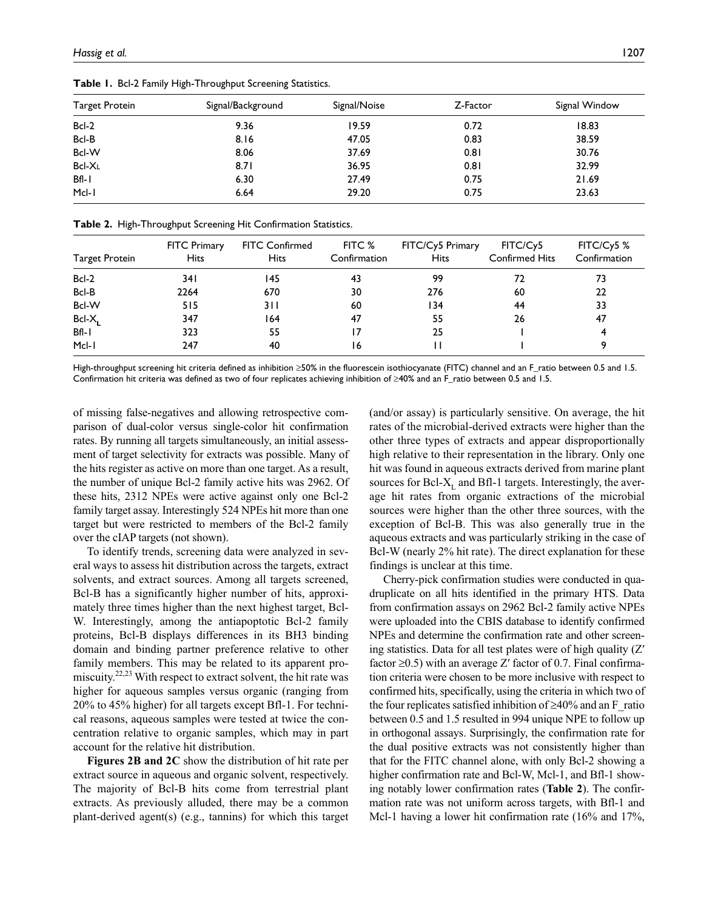**Table 1.** Bcl-2 Family High-Throughput Screening Statistics.

| Target Protein | Signal/Background | Signal/Noise | Z-Factor | Signal Window |
|---|---|---|---|---|
| Bcl-2 | 9.36 | 19.59 | 0.72 | 18.83 |
| Bcl-B | 8.16 | 47.05 | 0.83 | 38.59 |
| Bcl-W | 8.06 | 37.69 | 0.81 | 30.76 |
| $Bcl\text{-}X_L$ | 8.71 | 36.95 | 0.81 | 32.99 |
| Bfl-1 | 6.30 | 27.49 | 0.75 | 21.69 |
| Mcl-1 | 6.64 | 29.20 | 0.75 | 23.63 |

**Table 2.** High-Throughput Screening Hit Confirmation Statistics.

| Target Protein | FITC Primary Hits | FITC Confirmed Hits | FITC % Confirmation | FITC/Cy5 Primary Hits | FITC/Cy5 Confirmed Hits | FITC/Cy5 % Confirmation |
|---|---|---|---|---|---|---|
| Bcl-2 | 341 | 145 | 43 | 99 | 72 | 73 |
| Bcl-B | 2264 | 670 | 30 | 276 | 60 | 22 |
| Bcl-W | 515 | 311 | 60 | 134 | 44 | 33 |
| $Bcl\text{-}X_L$ | 347 | 164 | 47 | 55 | 26 | 47 |
| Bfl-1 | 323 | 55 | 17 | 25 | 1 | 4 |
| Mcl-1 | 247 | 40 | 16 | 11 | 1 | 9 |

High-throughput screening hit criteria defined as inhibition ≥50% in the fluorescein isothiocyanate (FITC) channel and an F_ratio between 0.5 and 1.5. Confirmation hit criteria was defined as two of four replicates achieving inhibition of ≥40% and an F_ratio between 0.5 and 1.5.

of missing false-negatives and allowing retrospective comparison of dual-color versus single-color hit confirmation rates. By running all targets simultaneously, an initial assessment of target selectivity for extracts was possible. Many of the hits register as active on more than one target. As a result, the number of unique Bcl-2 family active hits was 2962. Of these hits, 2312 NPEs were active against only one Bcl-2 family target assay. Interestingly 524 NPEs hit more than one target but were restricted to members of the Bcl-2 family over the cIAP targets (not shown).

To identify trends, screening data were analyzed in several ways to assess hit distribution across the targets, extract solvents, and extract sources. Among all targets screened, Bcl-B has a significantly higher number of hits, approximately three times higher than the next highest target, Bcl-W. Interestingly, among the antiapoptotic Bcl-2 family proteins, Bcl-B displays differences in its BH3 binding domain and binding partner preference relative to other family members. This may be related to its apparent promiscuity.[22,23] With respect to extract solvent, the hit rate was higher for aqueous samples versus organic (ranging from 20% to 45% higher) for all targets except Bfl-1. For technical reasons, aqueous samples were tested at twice the concentration relative to organic samples, which may in part account for the relative hit distribution.

**Figures 2B and 2C** show the distribution of hit rate per extract source in aqueous and organic solvent, respectively. The majority of Bcl-B hits come from terrestrial plant extracts. As previously alluded, there may be a common plant-derived agent(s) (e.g., tannins) for which this target (and/or assay) is particularly sensitive. On average, the hit rates of the microbial-derived extracts were higher than the other three types of extracts and appear disproportionally high relative to their representation in the library. Only one hit was found in aqueous extracts derived from marine plant sources for $Bcl\text{-}X_L$ and Bfl-1 targets. Interestingly, the average hit rates from organic extractions of the microbial sources were higher than the other three sources, with the exception of Bcl-B. This was also generally true in the aqueous extracts and was particularly striking in the case of Bcl-W (nearly 2% hit rate). The direct explanation for these findings is unclear at this time.

Cherry-pick confirmation studies were conducted in quadruplicate on all hits identified in the primary HTS. Data from confirmation assays on 2962 Bcl-2 family active NPEs were uploaded into the CBIS database to identify confirmed NPEs and determine the confirmation rate and other screening statistics. Data for all test plates were of high quality (Z′ factor ≥0.5) with an average Z′ factor of 0.7. Final confirmation criteria were chosen to be more inclusive with respect to confirmed hits, specifically, using the criteria in which two of the four replicates satisfied inhibition of ≥40% and an F_ratio between 0.5 and 1.5 resulted in 994 unique NPE to follow up in orthogonal assays. Surprisingly, the confirmation rate for the dual positive extracts was not consistently higher than that for the FITC channel alone, with only Bcl-2 showing a higher confirmation rate and Bcl-W, Mcl-1, and Bfl-1 showing notably lower confirmation rates (**Table 2**). The confirmation rate was not uniform across targets, with Bfl-1 and Mcl-1 having a lower hit confirmation rate (16% and 17%,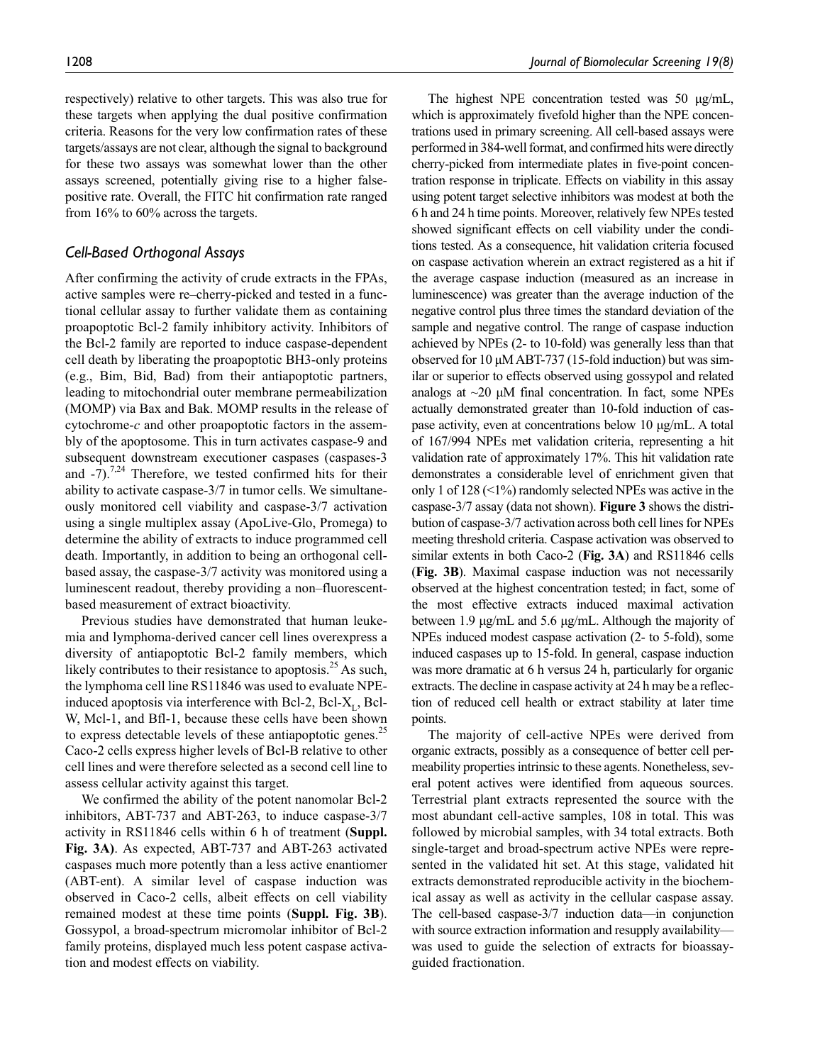respectively) relative to other targets. This was also true for these targets when applying the dual positive confirmation criteria. Reasons for the very low confirmation rates of these targets/assays are not clear, although the signal to background for these two assays was somewhat lower than the other assays screened, potentially giving rise to a higher false-positive rate. Overall, the FITC hit confirmation rate ranged from 16% to 60% across the targets.

## Cell-Based Orthogonal Assays

After confirming the activity of crude extracts in the FPAs, active samples were re–cherry-picked and tested in a functional cellular assay to further validate them as containing proapoptotic Bcl-2 family inhibitory activity. Inhibitors of the Bcl-2 family are reported to induce caspase-dependent cell death by liberating the proapoptotic BH3-only proteins (e.g., Bim, Bid, Bad) from their antiapoptotic partners, leading to mitochondrial outer membrane permeabilization (MOMP) via Bax and Bak. MOMP results in the release of cytochrome-*c* and other proapoptotic factors in the assembly of the apoptosome. This in turn activates caspase-9 and subsequent downstream executioner caspases (caspases-3 and -7).[7,24] Therefore, we tested confirmed hits for their ability to activate caspase-3/7 in tumor cells. We simultaneously monitored cell viability and caspase-3/7 activation using a single multiplex assay (ApoLive-Glo, Promega) to determine the ability of extracts to induce programmed cell death. Importantly, in addition to being an orthogonal cell-based assay, the caspase-3/7 activity was monitored using a luminescent readout, thereby providing a non–fluorescent-based measurement of extract bioactivity.

Previous studies have demonstrated that human leukemia and lymphoma-derived cancer cell lines overexpress a diversity of antiapoptotic Bcl-2 family members, which likely contributes to their resistance to apoptosis.[25] As such, the lymphoma cell line RS11846 was used to evaluate NPE-induced apoptosis via interference with Bcl-2, Bcl-$X_L$, Bcl-W, Mcl-1, and Bfl-1, because these cells have been shown to express detectable levels of these antiapoptotic genes.[25] Caco-2 cells express higher levels of Bcl-B relative to other cell lines and were therefore selected as a second cell line to assess cellular activity against this target.

We confirmed the ability of the potent nanomolar Bcl-2 inhibitors, ABT-737 and ABT-263, to induce caspase-3/7 activity in RS11846 cells within 6 h of treatment (**Suppl. Fig. 3A**). As expected, ABT-737 and ABT-263 activated caspases much more potently than a less active enantiomer (ABT-ent). A similar level of caspase induction was observed in Caco-2 cells, albeit effects on cell viability remained modest at these time points (**Suppl. Fig. 3B**). Gossypol, a broad-spectrum micromolar inhibitor of Bcl-2 family proteins, displayed much less potent caspase activation and modest effects on viability.

The highest NPE concentration tested was 50 µg/mL, which is approximately fivefold higher than the NPE concentrations used in primary screening. All cell-based assays were performed in 384-well format, and confirmed hits were directly cherry-picked from intermediate plates in five-point concentration response in triplicate. Effects on viability in this assay using potent target selective inhibitors was modest at both the 6 h and 24 h time points. Moreover, relatively few NPEs tested showed significant effects on cell viability under the conditions tested. As a consequence, hit validation criteria focused on caspase activation wherein an extract registered as a hit if the average caspase induction (measured as an increase in luminescence) was greater than the average induction of the negative control plus three times the standard deviation of the sample and negative control. The range of caspase induction achieved by NPEs (2- to 10-fold) was generally less than that observed for 10 µM ABT-737 (15-fold induction) but was similar or superior to effects observed using gossypol and related analogs at ~20 µM final concentration. In fact, some NPEs actually demonstrated greater than 10-fold induction of caspase activity, even at concentrations below 10 µg/mL. A total of 167/994 NPEs met validation criteria, representing a hit validation rate of approximately 17%. This hit validation rate demonstrates a considerable level of enrichment given that only 1 of 128 (<1%) randomly selected NPEs was active in the caspase-3/7 assay (data not shown). **Figure 3** shows the distribution of caspase-3/7 activation across both cell lines for NPEs meeting threshold criteria. Caspase activation was observed to similar extents in both Caco-2 (**Fig. 3A**) and RS11846 cells (**Fig. 3B**). Maximal caspase induction was not necessarily observed at the highest concentration tested; in fact, some of the most effective extracts induced maximal activation between 1.9 µg/mL and 5.6 µg/mL. Although the majority of NPEs induced modest caspase activation (2- to 5-fold), some induced caspases up to 15-fold. In general, caspase induction was more dramatic at 6 h versus 24 h, particularly for organic extracts. The decline in caspase activity at 24 h may be a reflection of reduced cell health or extract stability at later time points.

The majority of cell-active NPEs were derived from organic extracts, possibly as a consequence of better cell permeability properties intrinsic to these agents. Nonetheless, several potent actives were identified from aqueous sources. Terrestrial plant extracts represented the source with the most abundant cell-active samples, 108 in total. This was followed by microbial samples, with 34 total extracts. Both single-target and broad-spectrum active NPEs were represented in the validated hit set. At this stage, validated hit extracts demonstrated reproducible activity in the biochemical assay as well as activity in the cellular caspase assay. The cell-based caspase-3/7 induction data—in conjunction with source extraction information and resupply availability—was used to guide the selection of extracts for bioassay-guided fractionation.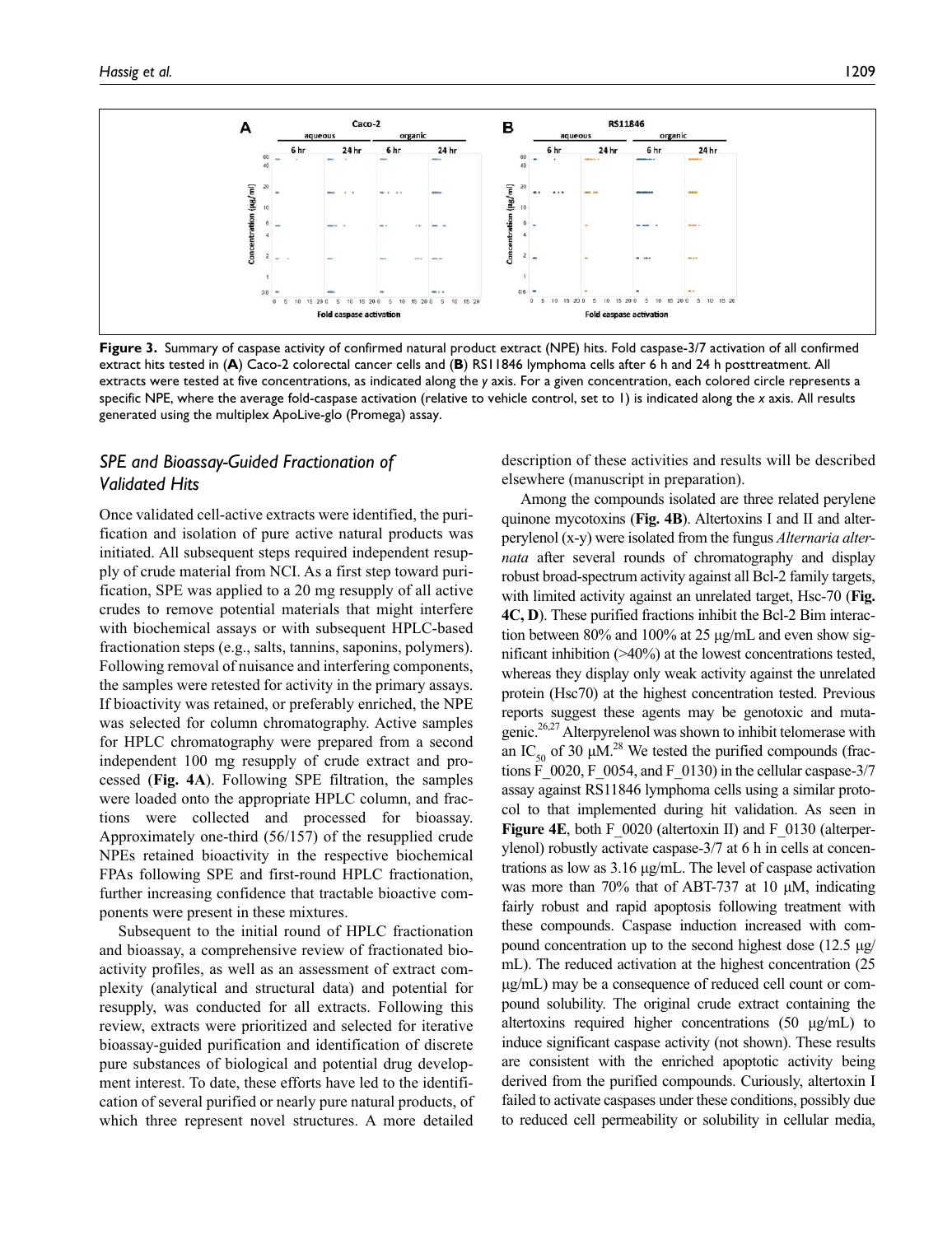**Figure 3.** Summary of caspase activity of confirmed natural product extract (NPE) hits. Fold caspase-3/7 activation of all confirmed extract hits tested in (**A**) Caco-2 colorectal cancer cells and (**B**) RS11846 lymphoma cells after 6 h and 24 h posttreatment. All extracts were tested at five concentrations, as indicated along the *y* axis. For a given concentration, each colored circle represents a specific NPE, where the average fold-caspase activation (relative to vehicle control, set to 1) is indicated along the *x* axis. All results generated using the multiplex ApoLive-glo (Promega) assay.

## SPE and Bioassay-Guided Fractionation of Validated Hits

Once validated cell-active extracts were identified, the purification and isolation of pure active natural products was initiated. All subsequent steps required independent resupply of crude material from NCI. As a first step toward purification, SPE was applied to a 20 mg resupply of all active crudes to remove potential materials that might interfere with biochemical assays or with subsequent HPLC-based fractionation steps (e.g., salts, tannins, saponins, polymers). Following removal of nuisance and interfering components, the samples were retested for activity in the primary assays. If bioactivity was retained, or preferably enriched, the NPE was selected for column chromatography. Active samples for HPLC chromatography were prepared from a second independent 100 mg resupply of crude extract and processed (**Fig. 4A**). Following SPE filtration, the samples were loaded onto the appropriate HPLC column, and fractions were collected and processed for bioassay. Approximately one-third (56/157) of the resupplied crude NPEs retained bioactivity in the respective biochemical FPAs following SPE and first-round HPLC fractionation, further increasing confidence that tractable bioactive components were present in these mixtures.

Subsequent to the initial round of HPLC fractionation and bioassay, a comprehensive review of fractionated bioactivity profiles, as well as an assessment of extract complexity (analytical and structural data) and potential for resupply, was conducted for all extracts. Following this review, extracts were prioritized and selected for iterative bioassay-guided purification and identification of discrete pure substances of biological and potential drug development interest. To date, these efforts have led to the identification of several purified or nearly pure natural products, of which three represent novel structures. A more detailed description of these activities and results will be described elsewhere (manuscript in preparation).

Among the compounds isolated are three related perylene quinone mycotoxins (**Fig. 4B**). Altertoxins I and II and alterperylenol (x-y) were isolated from the fungus *Alternaria alternata* after several rounds of chromatography and display robust broad-spectrum activity against all Bcl-2 family targets, with limited activity against an unrelated target, Hsc-70 (**Fig. 4C, D**). These purified fractions inhibit the Bcl-2 Bim interaction between 80% and 100% at 25 µg/mL and even show significant inhibition (>40%) at the lowest concentrations tested, whereas they display only weak activity against the unrelated protein (Hsc70) at the highest concentration tested. Previous reports suggest these agents may be genotoxic and mutagenic.[26,27] Alterpyrelenol was shown to inhibit telomerase with an $IC_{50}$ of 30 µM.[28] We tested the purified compounds (fractions F_0020, F_0054, and F_0130) in the cellular caspase-3/7 assay against RS11846 lymphoma cells using a similar protocol to that implemented during hit validation. As seen in **Figure 4E**, both F_0020 (altertoxin II) and F_0130 (alterperylenol) robustly activate caspase-3/7 at 6 h in cells at concentrations as low as 3.16 µg/mL. The level of caspase activation was more than 70% that of ABT-737 at 10 µM, indicating fairly robust and rapid apoptosis following treatment with these compounds. Caspase induction increased with compound concentration up to the second highest dose (12.5 µg/mL). The reduced activation at the highest concentration (25 µg/mL) may be a consequence of reduced cell count or compound solubility. The original crude extract containing the altertoxins required higher concentrations (50 µg/mL) to induce significant caspase activity (not shown). These results are consistent with the enriched apoptotic activity being derived from the purified compounds. Curiously, altertoxin I failed to activate caspases under these conditions, possibly due to reduced cell permeability or solubility in cellular media,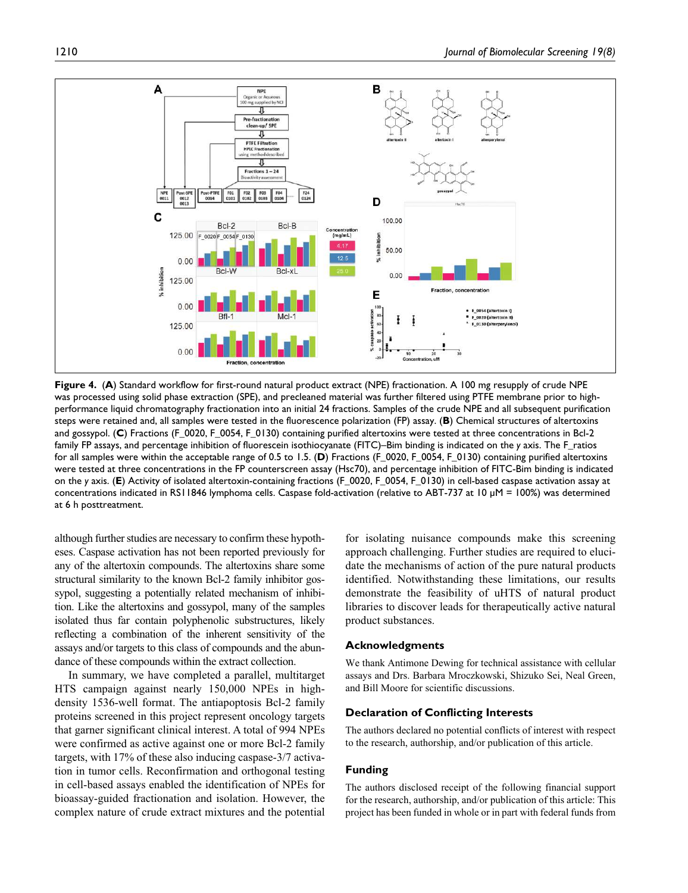**Figure 4.** (**A**) Standard workflow for first-round natural product extract (NPE) fractionation. A 100 mg resupply of crude NPE was processed using solid phase extraction (SPE), and precleaned material was further filtered using PTFE membrane prior to high-performance liquid chromatography fractionation into an initial 24 fractions. Samples of the crude NPE and all subsequent purification steps were retained and, all samples were tested in the fluorescence polarization (FP) assay. (**B**) Chemical structures of altertoxins and gossypol. (**C**) Fractions (F_0020, F_0054, F_0130) containing purified altertoxins were tested at three concentrations in Bcl-2 family FP assays, and percentage inhibition of fluorescein isothiocyanate (FITC)–Bim binding is indicated on the *y* axis. The F_ratios for all samples were within the acceptable range of 0.5 to 1.5. (**D**) Fractions (F_0020, F_0054, F_0130) containing purified altertoxins were tested at three concentrations in the FP counterscreen assay (Hsc70), and percentage inhibition of FITC-Bim binding is indicated on the *y* axis. (**E**) Activity of isolated altertoxin-containing fractions (F_0020, F_0054, F_0130) in cell-based caspase activation assay at concentrations indicated in RS11846 lymphoma cells. Caspase fold-activation (relative to ABT-737 at 10 μM = 100%) was determined at 6 h posttreatment.

although further studies are necessary to confirm these hypotheses. Caspase activation has not been reported previously for any of the altertoxin compounds. The altertoxins share some structural similarity to the known Bcl-2 family inhibitor gossypol, suggesting a potentially related mechanism of inhibition. Like the altertoxins and gossypol, many of the samples isolated thus far contain polyphenolic substructures, likely reflecting a combination of the inherent sensitivity of the assays and/or targets to this class of compounds and the abundance of these compounds within the extract collection.

In summary, we have completed a parallel, multitarget HTS campaign against nearly 150,000 NPEs in high-density 1536-well format. The antiapoptosis Bcl-2 family proteins screened in this project represent oncology targets that garner significant clinical interest. A total of 994 NPEs were confirmed as active against one or more Bcl-2 family targets, with 17% of these also inducing caspase-3/7 activation in tumor cells. Reconfirmation and orthogonal testing in cell-based assays enabled the identification of NPEs for bioassay-guided fractionation and isolation. However, the complex nature of crude extract mixtures and the potential for isolating nuisance compounds make this screening approach challenging. Further studies are required to elucidate the mechanisms of action of the pure natural products identified. Notwithstanding these limitations, our results demonstrate the feasibility of uHTS of natural product libraries to discover leads for therapeutically active natural product substances.

## Acknowledgments

We thank Antimone Dewing for technical assistance with cellular assays and Drs. Barbara Mroczkowski, Shizuko Sei, Neal Green, and Bill Moore for scientific discussions.

## Declaration of Conflicting Interests

The authors declared no potential conflicts of interest with respect to the research, authorship, and/or publication of this article.

## Funding

The authors disclosed receipt of the following financial support for the research, authorship, and/or publication of this article: This project has been funded in whole or in part with federal funds from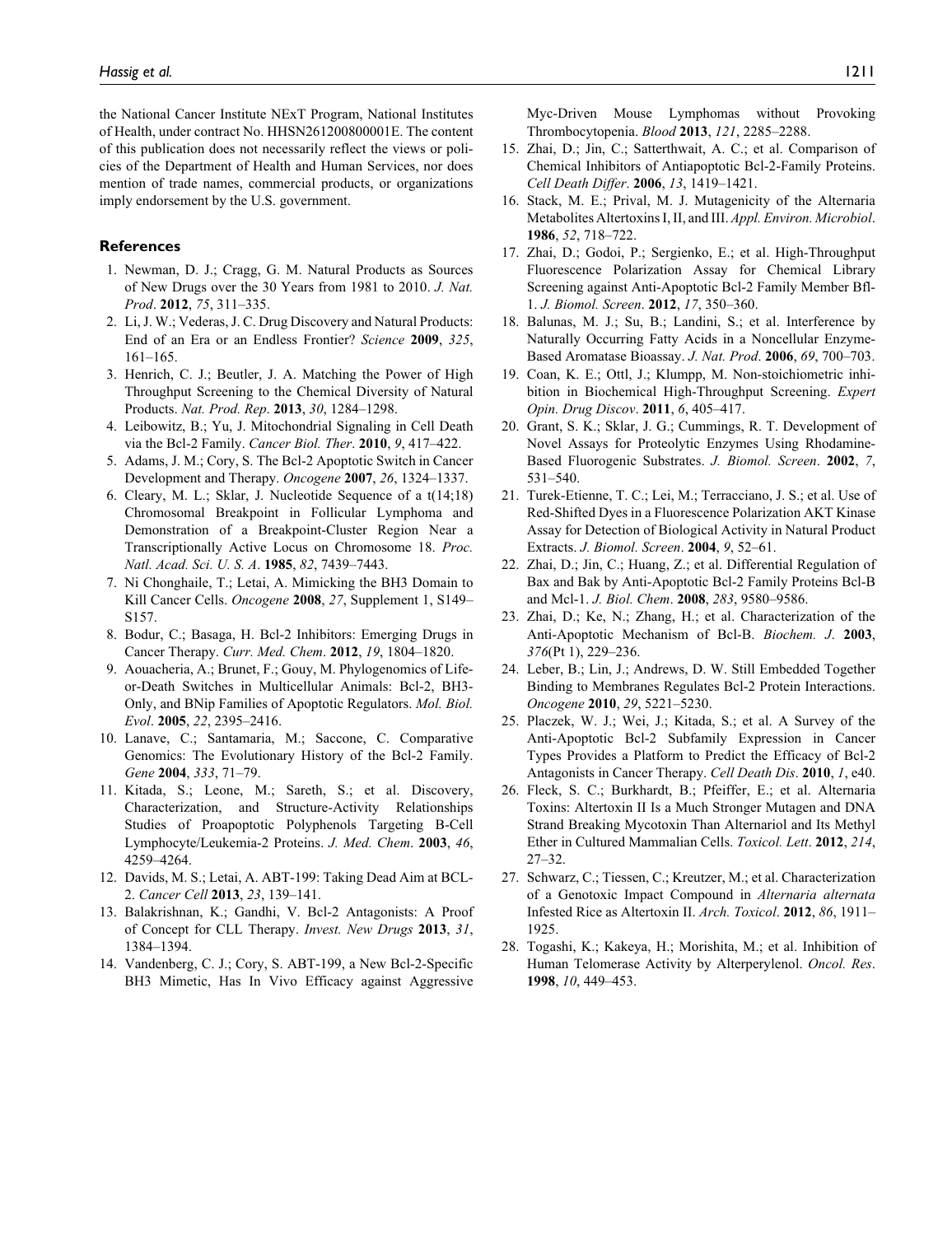the National Cancer Institute NExT Program, National Institutes of Health, under contract No. HHSN261200800001E. The content of this publication does not necessarily reflect the views or policies of the Department of Health and Human Services, nor does mention of trade names, commercial products, or organizations imply endorsement by the U.S. government.

## References

1. Newman, D. J.; Cragg, G. M. Natural Products as Sources of New Drugs over the 30 Years from 1981 to 2010. *J. Nat. Prod*. **2012**, *75*, 311–335.
2. Li, J. W.; Vederas, J. C. Drug Discovery and Natural Products: End of an Era or an Endless Frontier? *Science* **2009**, *325*, 161–165.
3. Henrich, C. J.; Beutler, J. A. Matching the Power of High Throughput Screening to the Chemical Diversity of Natural Products. *Nat. Prod. Rep*. **2013**, *30*, 1284–1298.
4. Leibowitz, B.; Yu, J. Mitochondrial Signaling in Cell Death via the Bcl-2 Family. *Cancer Biol. Ther*. **2010**, *9*, 417–422.
5. Adams, J. M.; Cory, S. The Bcl-2 Apoptotic Switch in Cancer Development and Therapy. *Oncogene* **2007**, *26*, 1324–1337.
6. Cleary, M. L.; Sklar, J. Nucleotide Sequence of a t(14;18) Chromosomal Breakpoint in Follicular Lymphoma and Demonstration of a Breakpoint-Cluster Region Near a Transcriptionally Active Locus on Chromosome 18. *Proc. Natl. Acad. Sci. U. S. A*. **1985**, *82*, 7439–7443.
7. Ni Chonghaile, T.; Letai, A. Mimicking the BH3 Domain to Kill Cancer Cells. *Oncogene* **2008**, *27*, Supplement 1, S149–S157.
8. Bodur, C.; Basaga, H. Bcl-2 Inhibitors: Emerging Drugs in Cancer Therapy. *Curr. Med. Chem*. **2012**, *19*, 1804–1820.
9. Aouacheria, A.; Brunet, F.; Gouy, M. Phylogenomics of Life-or-Death Switches in Multicellular Animals: Bcl-2, BH3-Only, and BNip Families of Apoptotic Regulators. *Mol. Biol. Evol*. **2005**, *22*, 2395–2416.
10. Lanave, C.; Santamaria, M.; Saccone, C. Comparative Genomics: The Evolutionary History of the Bcl-2 Family. *Gene* **2004**, *333*, 71–79.
11. Kitada, S.; Leone, M.; Sareth, S.; et al. Discovery, Characterization, and Structure-Activity Relationships Studies of Proapoptotic Polyphenols Targeting B-Cell Lymphocyte/Leukemia-2 Proteins. *J. Med. Chem*. **2003**, *46*, 4259–4264.
12. Davids, M. S.; Letai, A. ABT-199: Taking Dead Aim at BCL-2. *Cancer Cell* **2013**, *23*, 139–141.
13. Balakrishnan, K.; Gandhi, V. Bcl-2 Antagonists: A Proof of Concept for CLL Therapy. *Invest. New Drugs* **2013**, *31*, 1384–1394.
14. Vandenberg, C. J.; Cory, S. ABT-199, a New Bcl-2-Specific BH3 Mimetic, Has In Vivo Efficacy against Aggressive Myc-Driven Mouse Lymphomas without Provoking Thrombocytopenia. *Blood* **2013**, *121*, 2285–2288.
15. Zhai, D.; Jin, C.; Satterthwait, A. C.; et al. Comparison of Chemical Inhibitors of Antiapoptotic Bcl-2-Family Proteins. *Cell Death Differ*. **2006**, *13*, 1419–1421.
16. Stack, M. E.; Prival, M. J. Mutagenicity of the Alternaria Metabolites Altertoxins I, II, and III. *Appl. Environ. Microbiol*. **1986**, *52*, 718–722.
17. Zhai, D.; Godoi, P.; Sergienko, E.; et al. High-Throughput Fluorescence Polarization Assay for Chemical Library Screening against Anti-Apoptotic Bcl-2 Family Member Bfl-1. *J. Biomol. Screen*. **2012**, *17*, 350–360.
18. Balunas, M. J.; Su, B.; Landini, S.; et al. Interference by Naturally Occurring Fatty Acids in a Noncellular Enzyme-Based Aromatase Bioassay. *J. Nat. Prod*. **2006**, *69*, 700–703.
19. Coan, K. E.; Ottl, J.; Klumpp, M. Non-stoichiometric inhibition in Biochemical High-Throughput Screening. *Expert Opin. Drug Discov*. **2011**, *6*, 405–417.
20. Grant, S. K.; Sklar, J. G.; Cummings, R. T. Development of Novel Assays for Proteolytic Enzymes Using Rhodamine-Based Fluorogenic Substrates. *J. Biomol. Screen*. **2002**, *7*, 531–540.
21. Turek-Etienne, T. C.; Lei, M.; Terracciano, J. S.; et al. Use of Red-Shifted Dyes in a Fluorescence Polarization AKT Kinase Assay for Detection of Biological Activity in Natural Product Extracts. *J. Biomol. Screen*. **2004**, *9*, 52–61.
22. Zhai, D.; Jin, C.; Huang, Z.; et al. Differential Regulation of Bax and Bak by Anti-Apoptotic Bcl-2 Family Proteins Bcl-B and Mcl-1. *J. Biol. Chem*. **2008**, *283*, 9580–9586.
23. Zhai, D.; Ke, N.; Zhang, H.; et al. Characterization of the Anti-Apoptotic Mechanism of Bcl-B. *Biochem. J*. **2003**, *376*(Pt 1), 229–236.
24. Leber, B.; Lin, J.; Andrews, D. W. Still Embedded Together Binding to Membranes Regulates Bcl-2 Protein Interactions. *Oncogene* **2010**, *29*, 5221–5230.
25. Placzek, W. J.; Wei, J.; Kitada, S.; et al. A Survey of the Anti-Apoptotic Bcl-2 Subfamily Expression in Cancer Types Provides a Platform to Predict the Efficacy of Bcl-2 Antagonists in Cancer Therapy. *Cell Death Dis*. **2010**, *1*, e40.
26. Fleck, S. C.; Burkhardt, B.; Pfeiffer, E.; et al. Alternaria Toxins: Altertoxin II Is a Much Stronger Mutagen and DNA Strand Breaking Mycotoxin Than Alternariol and Its Methyl Ether in Cultured Mammalian Cells. *Toxicol. Lett*. **2012**, *214*, 27–32.
27. Schwarz, C.; Tiessen, C.; Kreutzer, M.; et al. Characterization of a Genotoxic Impact Compound in *Alternaria alternata* Infested Rice as Altertoxin II. *Arch. Toxicol*. **2012**, *86*, 1911–1925.
28. Togashi, K.; Kakeya, H.; Morishita, M.; et al. Inhibition of Human Telomerase Activity by Alterperylenol. *Oncol. Res*. **1998**, *10*, 449–453.